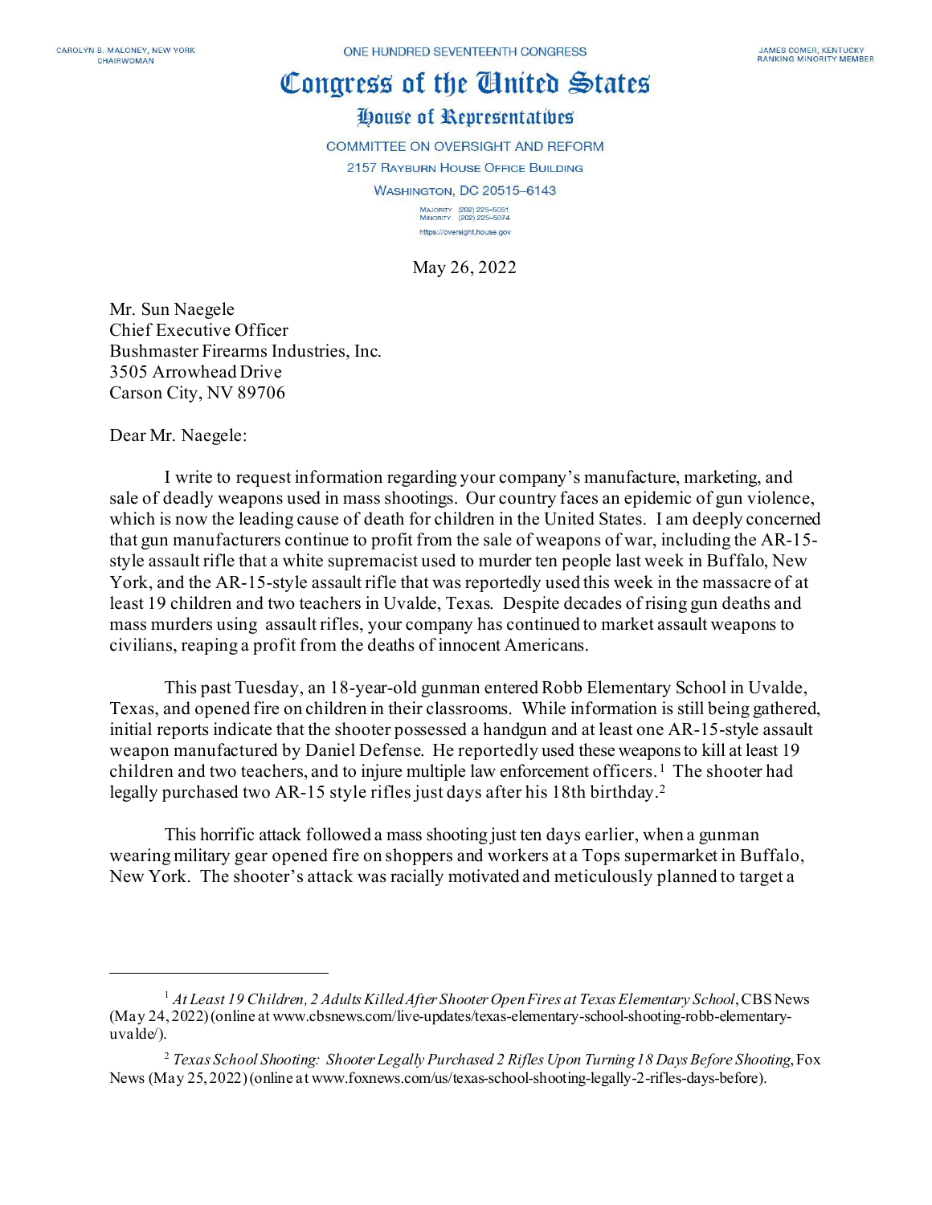CAROLYN B. MALONEY, NEW YORK
CHAIRWOMAN

ONE HUNDRED SEVENTEENTH CONGRESS

JAMES COMER, KENTUCKY
RANKING MINORITY MEMBER

# Congress of the United States

## House of Representatives

COMMITTEE ON OVERSIGHT AND REFORM
2157 RAYBURN HOUSE OFFICE BUILDING
WASHINGTON, DC 20515–6143

MAJORITY (202) 225–5051
MINORITY (202) 225–5074
https://oversight.house.gov

May 26, 2022

Mr. Sun Naegele
Chief Executive Officer
Bushmaster Firearms Industries, Inc.
3505 Arrowhead Drive
Carson City, NV 89706

Dear Mr. Naegele:

I write to request information regarding your company's manufacture, marketing, and sale of deadly weapons used in mass shootings. Our country faces an epidemic of gun violence, which is now the leading cause of death for children in the United States. I am deeply concerned that gun manufacturers continue to profit from the sale of weapons of war, including the AR-15-style assault rifle that a white supremacist used to murder ten people last week in Buffalo, New York, and the AR-15-style assault rifle that was reportedly used this week in the massacre of at least 19 children and two teachers in Uvalde, Texas. Despite decades of rising gun deaths and mass murders using assault rifles, your company has continued to market assault weapons to civilians, reaping a profit from the deaths of innocent Americans.

This past Tuesday, an 18-year-old gunman entered Robb Elementary School in Uvalde, Texas, and opened fire on children in their classrooms. While information is still being gathered, initial reports indicate that the shooter possessed a handgun and at least one AR-15-style assault weapon manufactured by Daniel Defense. He reportedly used these weapons to kill at least 19 children and two teachers, and to injure multiple law enforcement officers.[1] The shooter had legally purchased two AR-15 style rifles just days after his 18th birthday.[2]

This horrific attack followed a mass shooting just ten days earlier, when a gunman wearing military gear opened fire on shoppers and workers at a Tops supermarket in Buffalo, New York. The shooter's attack was racially motivated and meticulously planned to target a

---

[1] *At Least 19 Children, 2 Adults Killed After Shooter Open Fires at Texas Elementary School*, CBS News (May 24, 2022) (online at www.cbsnews.com/live-updates/texas-elementary-school-shooting-robb-elementary-uvalde/).

[2] *Texas School Shooting: Shooter Legally Purchased 2 Rifles Upon Turning 18 Days Before Shooting*, Fox News (May 25, 2022) (online at www.foxnews.com/us/texas-school-shooting-legally-2-rifles-days-before).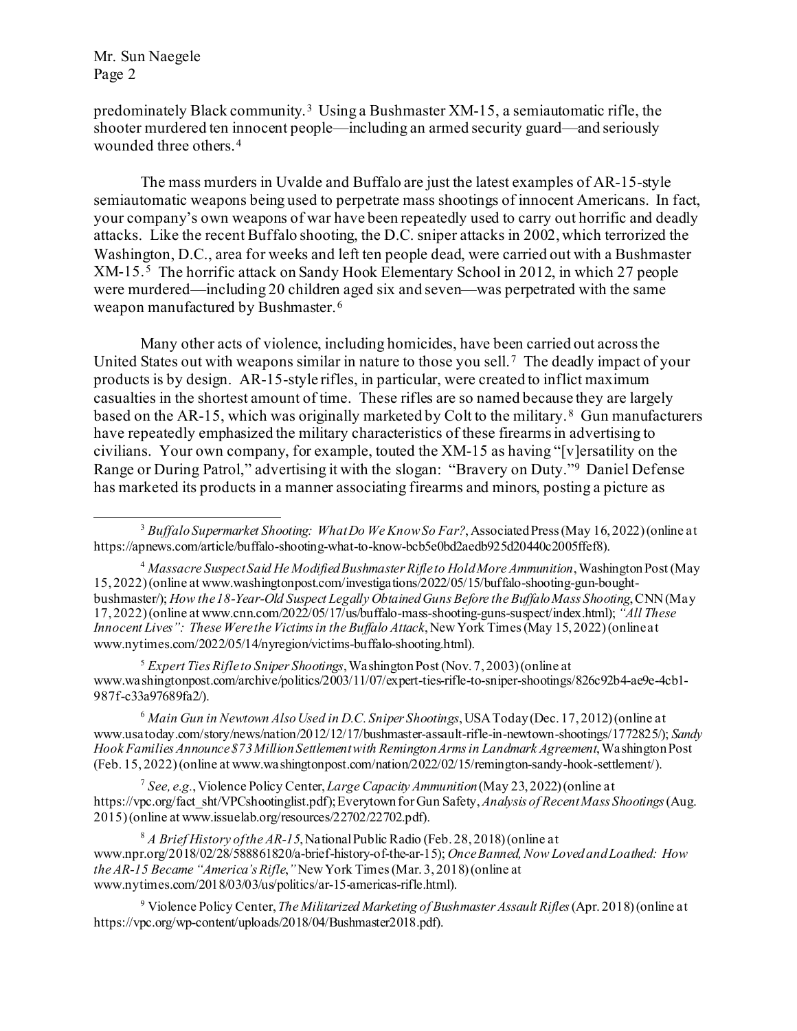predominately Black community.[3] Using a Bushmaster XM-15, a semiautomatic rifle, the shooter murdered ten innocent people—including an armed security guard—and seriously wounded three others.[4]

The mass murders in Uvalde and Buffalo are just the latest examples of AR-15-style semiautomatic weapons being used to perpetrate mass shootings of innocent Americans. In fact, your company's own weapons of war have been repeatedly used to carry out horrific and deadly attacks. Like the recent Buffalo shooting, the D.C. sniper attacks in 2002, which terrorized the Washington, D.C., area for weeks and left ten people dead, were carried out with a Bushmaster XM-15.[5] The horrific attack on Sandy Hook Elementary School in 2012, in which 27 people were murdered—including 20 children aged six and seven—was perpetrated with the same weapon manufactured by Bushmaster.[6]

Many other acts of violence, including homicides, have been carried out across the United States out with weapons similar in nature to those you sell.[7] The deadly impact of your products is by design. AR-15-style rifles, in particular, were created to inflict maximum casualties in the shortest amount of time. These rifles are so named because they are largely based on the AR-15, which was originally marketed by Colt to the military.[8] Gun manufacturers have repeatedly emphasized the military characteristics of these firearms in advertising to civilians. Your own company, for example, touted the XM-15 as having "[v]ersatility on the Range or During Patrol," advertising it with the slogan: "Bravery on Duty."[9] Daniel Defense has marketed its products in a manner associating firearms and minors, posting a picture as

---

[3] *Buffalo Supermarket Shooting: What Do We Know So Far?*, Associated Press (May 16, 2022) (online at https://apnews.com/article/buffalo-shooting-what-to-know-bcb5e0bd2aedb925d20440c2005ffef8).

[4] *Massacre Suspect Said He Modified Bushmaster Rifle to Hold More Ammunition*, Washington Post (May 15, 2022) (online at www.washingtonpost.com/investigations/2022/05/15/buffalo-shooting-gun-bought-bushmaster/); *How the 18-Year-Old Suspect Legally Obtained Guns Before the Buffalo Mass Shooting*, CNN (May 17, 2022) (online at www.cnn.com/2022/05/17/us/buffalo-mass-shooting-guns-suspect/index.html); *"All These Innocent Lives": These Were the Victims in the Buffalo Attack*, New York Times (May 15, 2022) (online at www.nytimes.com/2022/05/14/nyregion/victims-buffalo-shooting.html).

[5] *Expert Ties Rifle to Sniper Shootings*, Washington Post (Nov. 7, 2003) (online at www.washingtonpost.com/archive/politics/2003/11/07/expert-ties-rifle-to-sniper-shootings/826c92b4-ae9e-4cb1-987f-c33a97689fa2/).

[6] *Main Gun in Newtown Also Used in D.C. Sniper Shootings*, USA Today (Dec. 17, 2012) (online at www.usatoday.com/story/news/nation/2012/12/17/bushmaster-assault-rifle-in-newtown-shootings/1772825/); *Sandy Hook Families Announce $73 Million Settlement with Remington Arms in Landmark Agreement*, Washington Post (Feb. 15, 2022) (online at www.washingtonpost.com/nation/2022/02/15/remington-sandy-hook-settlement/).

[7] *See, e.g.*, Violence Policy Center, *Large Capacity Ammunition* (May 23, 2022) (online at https://vpc.org/fact_sht/VPCshootinglist.pdf); Everytown for Gun Safety, *Analysis of Recent Mass Shootings* (Aug. 2015) (online at www.issuelab.org/resources/22702/22702.pdf).

[8] *A Brief History of the AR-15*, National Public Radio (Feb. 28, 2018) (online at www.npr.org/2018/02/28/588861820/a-brief-history-of-the-ar-15); *Once Banned, Now Loved and Loathed: How the AR-15 Became "America's Rifle*,*"* New York Times (Mar. 3, 2018) (online at www.nytimes.com/2018/03/03/us/politics/ar-15-americas-rifle.html).

[9] Violence Policy Center, *The Militarized Marketing of Bushmaster Assault Rifles* (Apr. 2018) (online at https://vpc.org/wp-content/uploads/2018/04/Bushmaster2018.pdf).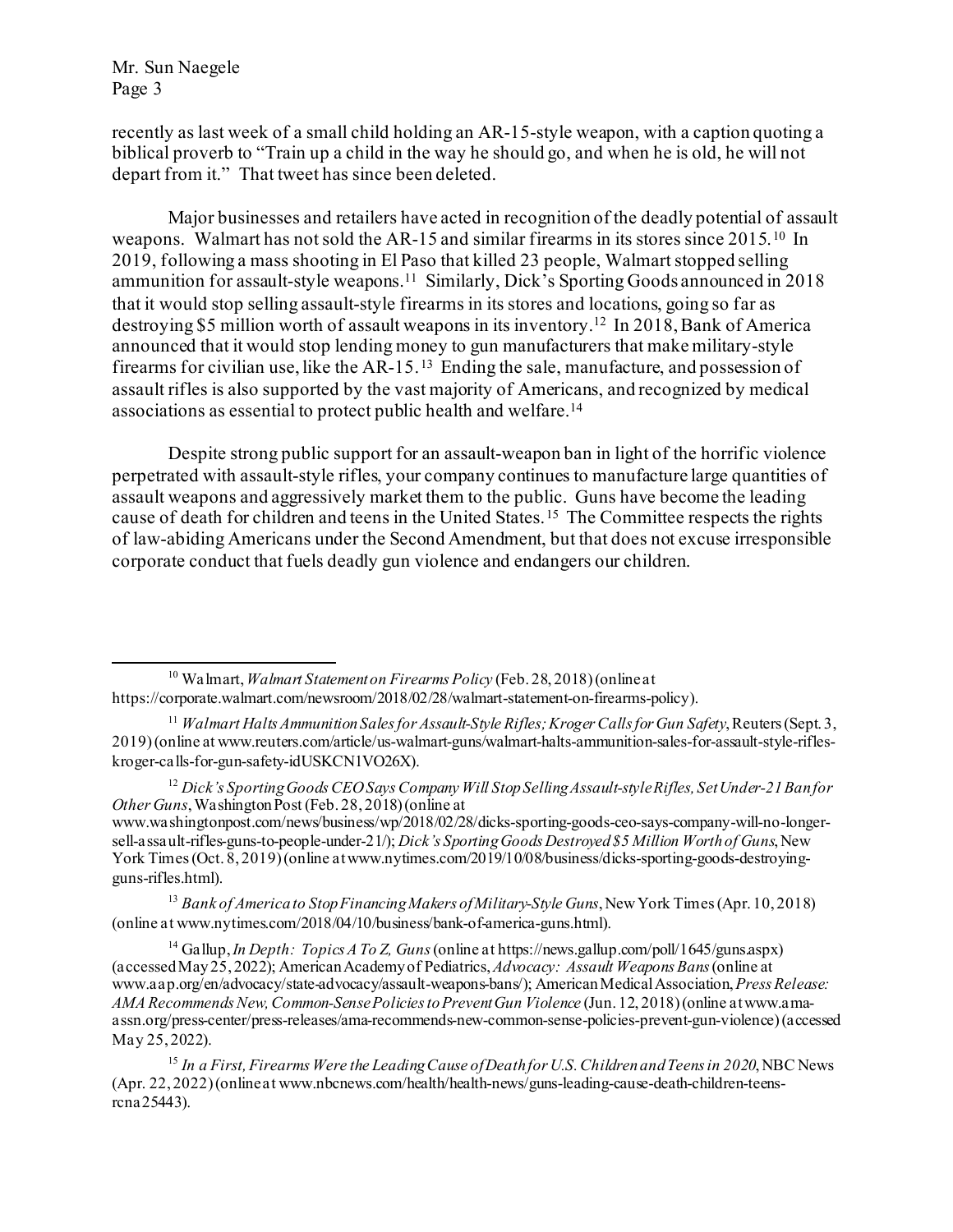recently as last week of a small child holding an AR-15-style weapon, with a caption quoting a biblical proverb to "Train up a child in the way he should go, and when he is old, he will not depart from it." That tweet has since been deleted.

Major businesses and retailers have acted in recognition of the deadly potential of assault weapons. Walmart has not sold the AR-15 and similar firearms in its stores since 2015.[10] In 2019, following a mass shooting in El Paso that killed 23 people, Walmart stopped selling ammunition for assault-style weapons.[11] Similarly, Dick's Sporting Goods announced in 2018 that it would stop selling assault-style firearms in its stores and locations, going so far as destroying $5 million worth of assault weapons in its inventory.[12] In 2018, Bank of America announced that it would stop lending money to gun manufacturers that make military-style firearms for civilian use, like the AR-15.[13] Ending the sale, manufacture, and possession of assault rifles is also supported by the vast majority of Americans, and recognized by medical associations as essential to protect public health and welfare.[14]

Despite strong public support for an assault-weapon ban in light of the horrific violence perpetrated with assault-style rifles, your company continues to manufacture large quantities of assault weapons and aggressively market them to the public. Guns have become the leading cause of death for children and teens in the United States.[15] The Committee respects the rights of law-abiding Americans under the Second Amendment, but that does not excuse irresponsible corporate conduct that fuels deadly gun violence and endangers our children.

---

[10] Walmart, *Walmart Statement on Firearms Policy* (Feb. 28, 2018) (online at https://corporate.walmart.com/newsroom/2018/02/28/walmart-statement-on-firearms-policy).

[11] *Walmart Halts Ammunition Sales for Assault-Style Rifles; Kroger Calls for Gun Safety*, Reuters (Sept. 3, 2019) (online at www.reuters.com/article/us-walmart-guns/walmart-halts-ammunition-sales-for-assault-style-rifles-kroger-calls-for-gun-safety-idUSKCN1VO26X).

[12] *Dick's Sporting Goods CEO Says Company Will Stop Selling Assault-style Rifles, Set Under-21 Ban for Other Guns*, Washington Post (Feb. 28, 2018) (online at www.washingtonpost.com/news/business/wp/2018/02/28/dicks-sporting-goods-ceo-says-company-will-no-longer-sell-assault-rifles-guns-to-people-under-21/); *Dick's Sporting Goods Destroyed $5 Million Worth of Guns*, New York Times (Oct. 8, 2019) (online at www.nytimes.com/2019/10/08/business/dicks-sporting-goods-destroying-guns-rifles.html).

[13] *Bank of America to Stop Financing Makers of Military-Style Guns*, New York Times (Apr. 10, 2018) (online at www.nytimes.com/2018/04/10/business/bank-of-america-guns.html).

[14] Gallup, *In Depth: Topics A To Z, Guns* (online at https://news.gallup.com/poll/1645/guns.aspx) (accessed May 25, 2022); American Academy of Pediatrics, *Advocacy: Assault Weapons Bans* (online at www.aap.org/en/advocacy/state-advocacy/assault-weapons-bans/); American Medical Association, *Press Release: AMA Recommends New, Common-Sense Policies to Prevent Gun Violence* (Jun. 12, 2018) (online at www.ama-assn.org/press-center/press-releases/ama-recommends-new-common-sense-policies-prevent-gun-violence) (accessed May 25, 2022).

[15] *In a First, Firearms Were the Leading Cause of Death for U.S. Children and Teens in 2020*, NBC News (Apr. 22, 2022) (online at www.nbcnews.com/health/health-news/guns-leading-cause-death-children-teens-rcna25443).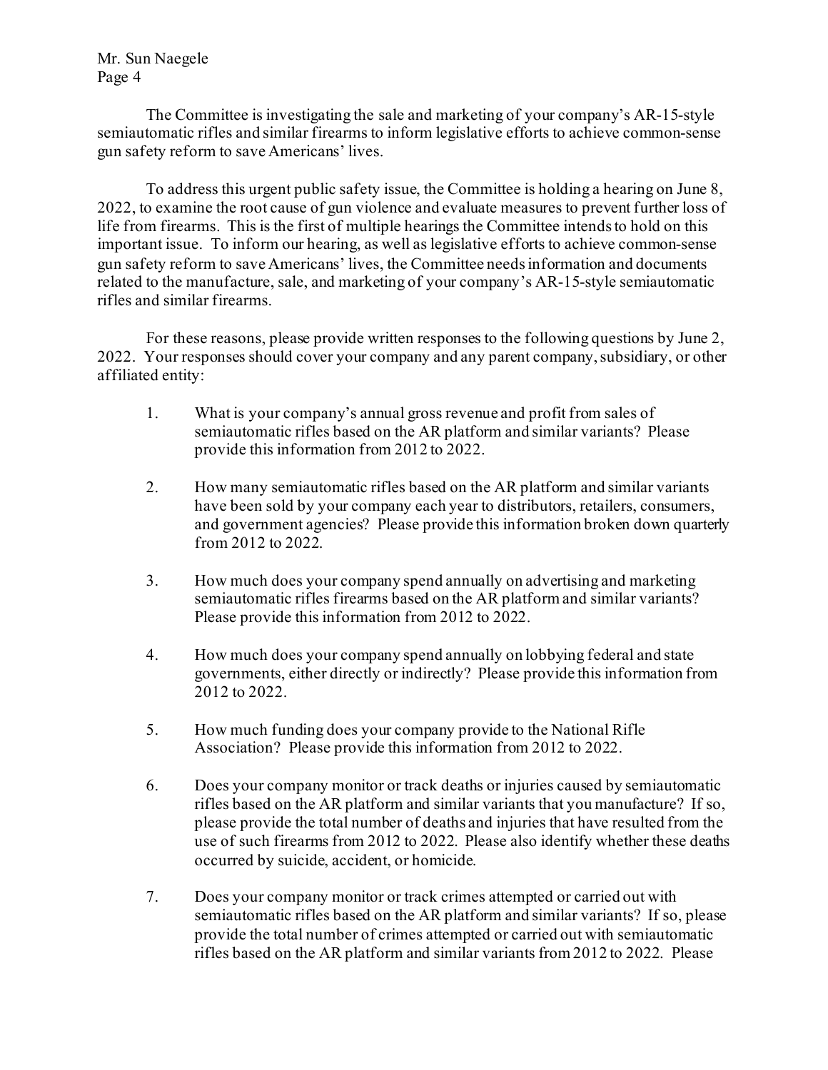The Committee is investigating the sale and marketing of your company's AR-15-style semiautomatic rifles and similar firearms to inform legislative efforts to achieve common-sense gun safety reform to save Americans' lives.

To address this urgent public safety issue, the Committee is holding a hearing on June 8, 2022, to examine the root cause of gun violence and evaluate measures to prevent further loss of life from firearms. This is the first of multiple hearings the Committee intends to hold on this important issue. To inform our hearing, as well as legislative efforts to achieve common-sense gun safety reform to save Americans' lives, the Committee needs information and documents related to the manufacture, sale, and marketing of your company's AR-15-style semiautomatic rifles and similar firearms.

For these reasons, please provide written responses to the following questions by June 2, 2022. Your responses should cover your company and any parent company, subsidiary, or other affiliated entity:

1. What is your company's annual gross revenue and profit from sales of semiautomatic rifles based on the AR platform and similar variants? Please provide this information from 2012 to 2022.

2. How many semiautomatic rifles based on the AR platform and similar variants have been sold by your company each year to distributors, retailers, consumers, and government agencies? Please provide this information broken down quarterly from 2012 to 2022.

3. How much does your company spend annually on advertising and marketing semiautomatic rifles firearms based on the AR platform and similar variants? Please provide this information from 2012 to 2022.

4. How much does your company spend annually on lobbying federal and state governments, either directly or indirectly? Please provide this information from 2012 to 2022.

5. How much funding does your company provide to the National Rifle Association? Please provide this information from 2012 to 2022.

6. Does your company monitor or track deaths or injuries caused by semiautomatic rifles based on the AR platform and similar variants that you manufacture? If so, please provide the total number of deaths and injuries that have resulted from the use of such firearms from 2012 to 2022. Please also identify whether these deaths occurred by suicide, accident, or homicide.

7. Does your company monitor or track crimes attempted or carried out with semiautomatic rifles based on the AR platform and similar variants? If so, please provide the total number of crimes attempted or carried out with semiautomatic rifles based on the AR platform and similar variants from 2012 to 2022. Please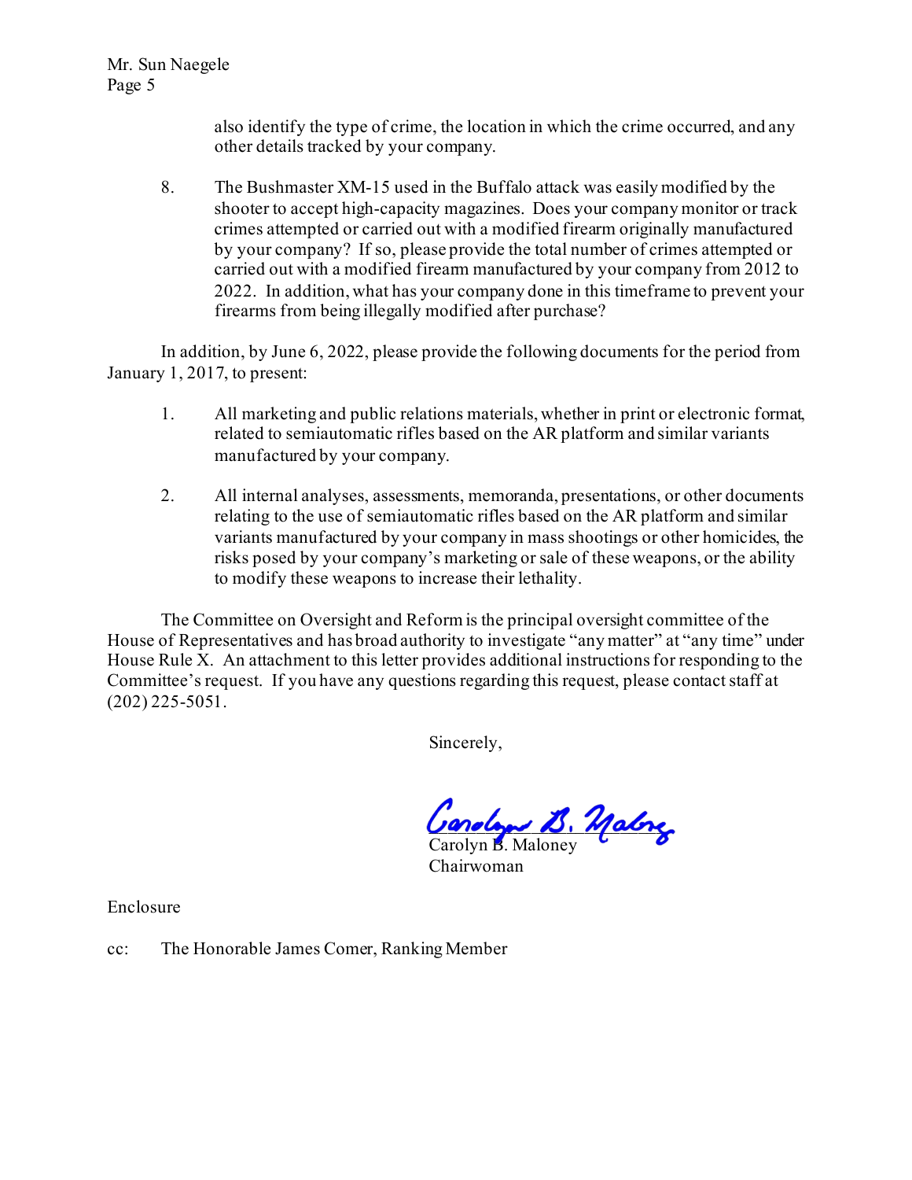also identify the type of crime, the location in which the crime occurred, and any other details tracked by your company.

8. The Bushmaster XM-15 used in the Buffalo attack was easily modified by the shooter to accept high-capacity magazines. Does your company monitor or track crimes attempted or carried out with a modified firearm originally manufactured by your company? If so, please provide the total number of crimes attempted or carried out with a modified firearm manufactured by your company from 2012 to 2022. In addition, what has your company done in this timeframe to prevent your firearms from being illegally modified after purchase?

In addition, by June 6, 2022, please provide the following documents for the period from January 1, 2017, to present:

1. All marketing and public relations materials, whether in print or electronic format, related to semiautomatic rifles based on the AR platform and similar variants manufactured by your company.

2. All internal analyses, assessments, memoranda, presentations, or other documents relating to the use of semiautomatic rifles based on the AR platform and similar variants manufactured by your company in mass shootings or other homicides, the risks posed by your company's marketing or sale of these weapons, or the ability to modify these weapons to increase their lethality.

The Committee on Oversight and Reform is the principal oversight committee of the House of Representatives and has broad authority to investigate "any matter" at "any time" under House Rule X. An attachment to this letter provides additional instructions for responding to the Committee's request. If you have any questions regarding this request, please contact staff at (202) 225-5051.

Sincerely,

Carolyn B. Maloney
Chairwoman

Enclosure

cc: The Honorable James Comer, Ranking Member